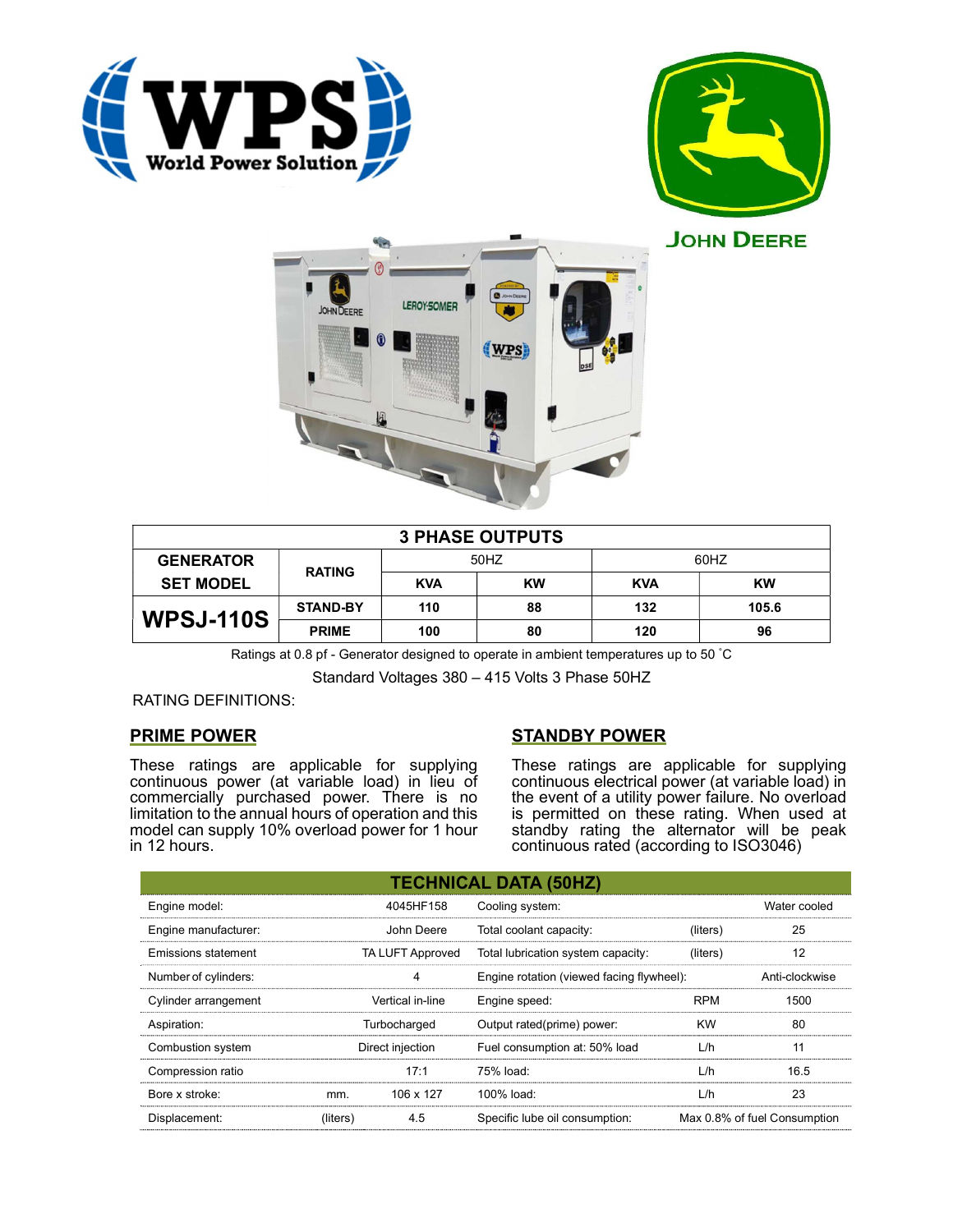**WPS** World Power Solution

**JOHN DEERE**

| 3 PHASE OUTPUTS | | | | | |
|---|---|---|---|---|---|
| **GENERATOR SET MODEL** | **RATING** | 50HZ | | 60HZ | |
| | | **KVA** | **KW** | **KVA** | **KW** |
| **WPSJ-110S** | **STAND-BY** | **110** | **88** | **132** | **105.6** |
| | **PRIME** | **100** | **80** | **120** | **96** |

Ratings at 0.8 pf - Generator designed to operate in ambient temperatures up to 50 ˚C

Standard Voltages 380 – 415 Volts 3 Phase 50HZ

RATING DEFINITIONS:

## PRIME POWER

These ratings are applicable for supplying continuous power (at variable load) in lieu of commercially purchased power. There is no limitation to the annual hours of operation and this model can supply 10% overload power for 1 hour in 12 hours.

## STANDBY POWER

These ratings are applicable for supplying continuous electrical power (at variable load) in the event of a utility power failure. No overload is permitted on these rating. When used at standby rating the alternator will be peak continuous rated (according to ISO3046)

| TECHNICAL DATA (50HZ) | | | | | |
|---|---|---|---|---|---|
| Engine model: | | 4045HF158 | Cooling system: | | Water cooled |
| Engine manufacturer: | | John Deere | Total coolant capacity: | (liters) | 25 |
| Emissions statement | | TA LUFT Approved | Total lubrication system capacity: | (liters) | 12 |
| Number of cylinders: | | 4 | Engine rotation (viewed facing flywheel): | | Anti-clockwise |
| Cylinder arrangement | | Vertical in-line | Engine speed: | RPM | 1500 |
| Aspiration: | | Turbocharged | Output rated(prime) power: | KW | 80 |
| Combustion system | | Direct injection | Fuel consumption at: 50% load | L/h | 11 |
| Compression ratio | | 17:1 | 75% load: | L/h | 16.5 |
| Bore x stroke: | mm. | 106 x 127 | 100% load: | L/h | 23 |
| Displacement: | (liters) | 4.5 | Specific lube oil consumption: | | Max 0.8% of fuel Consumption |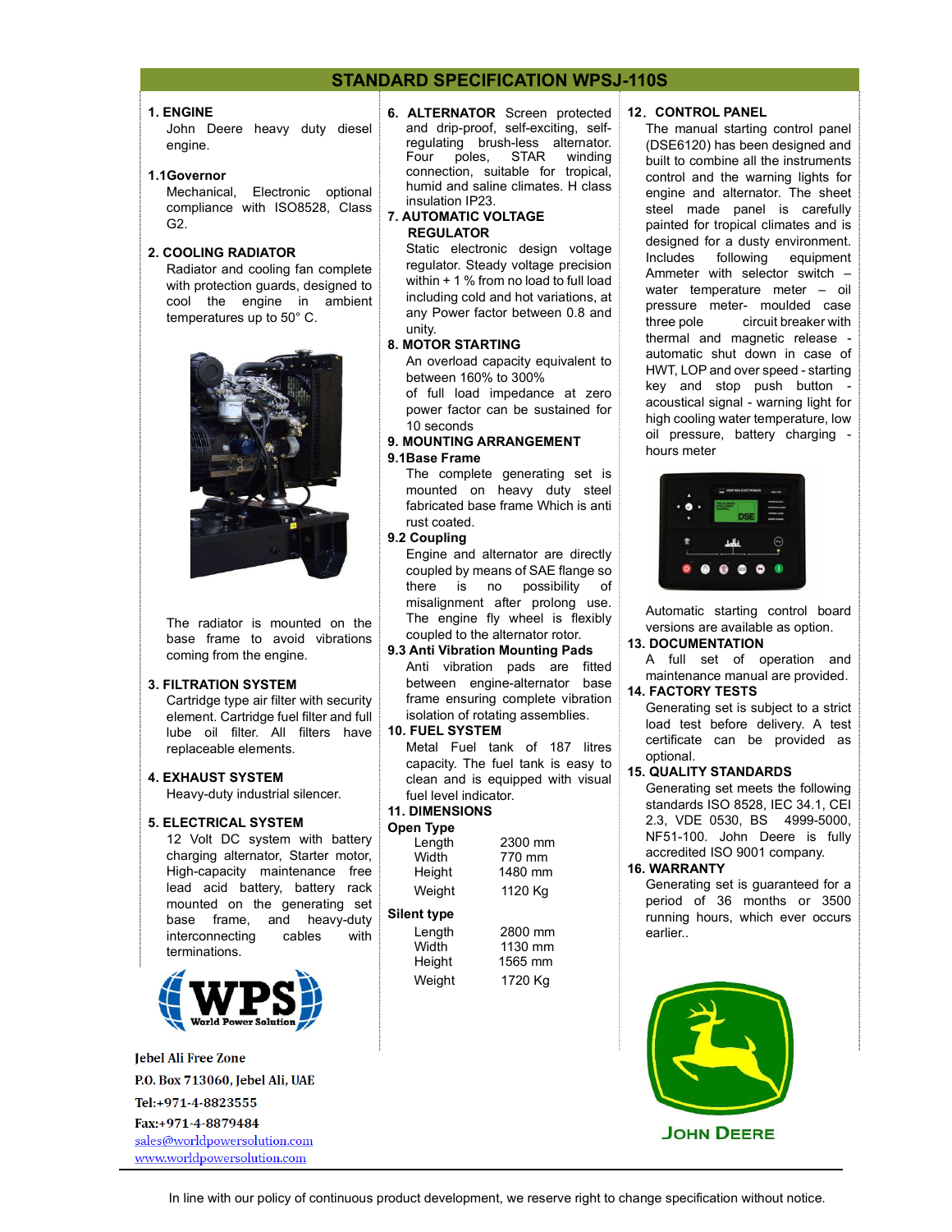# STANDARD SPECIFICATION WPSJ-110S

### 1. ENGINE

John Deere heavy duty diesel engine.

### 1.1Governor

Mechanical, Electronic optional compliance with ISO8528, Class G2.

### 2. COOLING RADIATOR

Radiator and cooling fan complete with protection guards, designed to cool the engine in ambient temperatures up to 50° C.

The radiator is mounted on the base frame to avoid vibrations coming from the engine.

### 3. FILTRATION SYSTEM

Cartridge type air filter with security element. Cartridge fuel filter and full lube oil filter. All filters have replaceable elements.

### 4. EXHAUST SYSTEM

Heavy-duty industrial silencer.

### 5. ELECTRICAL SYSTEM

12 Volt DC system with battery charging alternator, Starter motor, High-capacity maintenance free lead acid battery, battery rack mounted on the generating set base frame, and heavy-duty interconnecting cables with terminations.

Jebel Ali Free Zone
P.O. Box 713060, Jebel Ali, UAE
Tel:+971-4-8823555
Fax:+971-4-8879484
sales@worldpowersolution.com
www.worldpowersolution.com

### 6. ALTERNATOR

Screen protected and drip-proof, self-exciting, self-regulating brush-less alternator. Four poles, STAR winding connection, suitable for tropical, humid and saline climates. H class insulation IP23.

### 7. AUTOMATIC VOLTAGE REGULATOR

Static electronic design voltage regulator. Steady voltage precision within + 1 % from no load to full load including cold and hot variations, at any Power factor between 0.8 and unity.

### 8. MOTOR STARTING

An overload capacity equivalent to between 160% to 300% of full load impedance at zero power factor can be sustained for 10 seconds

### 9. MOUNTING ARRANGEMENT

### 9.1Base Frame

The complete generating set is mounted on heavy duty steel fabricated base frame Which is anti rust coated.

### 9.2 Coupling

Engine and alternator are directly coupled by means of SAE flange so there is no possibility of misalignment after prolong use. The engine fly wheel is flexibly coupled to the alternator rotor.

### 9.3 Anti Vibration Mounting Pads

Anti vibration pads are fitted between engine-alternator base frame ensuring complete vibration isolation of rotating assemblies.

### 10. FUEL SYSTEM

Metal Fuel tank of 187 litres capacity. The fuel tank is easy to clean and is equipped with visual fuel level indicator.

### 11. DIMENSIONS

**Open Type**

| | |
|---|---|
| Length | 2300 mm |
| Width | 770 mm |
| Height | 1480 mm |
| Weight | 1120 Kg |

**Silent type**

| | |
|---|---|
| Length | 2800 mm |
| Width | 1130 mm |
| Height | 1565 mm |
| Weight | 1720 Kg |

### 12. CONTROL PANEL

The manual starting control panel (DSE6120) has been designed and built to combine all the instruments control and the warning lights for engine and alternator. The sheet steel made panel is carefully painted for tropical climates and is designed for a dusty environment. Includes following equipment Ammeter with selector switch – water temperature meter – oil pressure meter- moulded case three pole circuit breaker with thermal and magnetic release - automatic shut down in case of HWT, LOP and over speed - starting key and stop push button - acoustical signal - warning light for high cooling water temperature, low oil pressure, battery charging - hours meter

Automatic starting control board versions are available as option.

### 13. DOCUMENTATION

A full set of operation and maintenance manual are provided.

### 14. FACTORY TESTS

Generating set is subject to a strict load test before delivery. A test certificate can be provided as optional.

### 15. QUALITY STANDARDS

Generating set meets the following standards ISO 8528, IEC 34.1, CEI 2.3, VDE 0530, BS 4999-5000, NF51-100. John Deere is fully accredited ISO 9001 company.

### 16. WARRANTY

Generating set is guaranteed for a period of 36 months or 3500 running hours, which ever occurs earlier..

In line with our policy of continuous product development, we reserve right to change specification without notice.